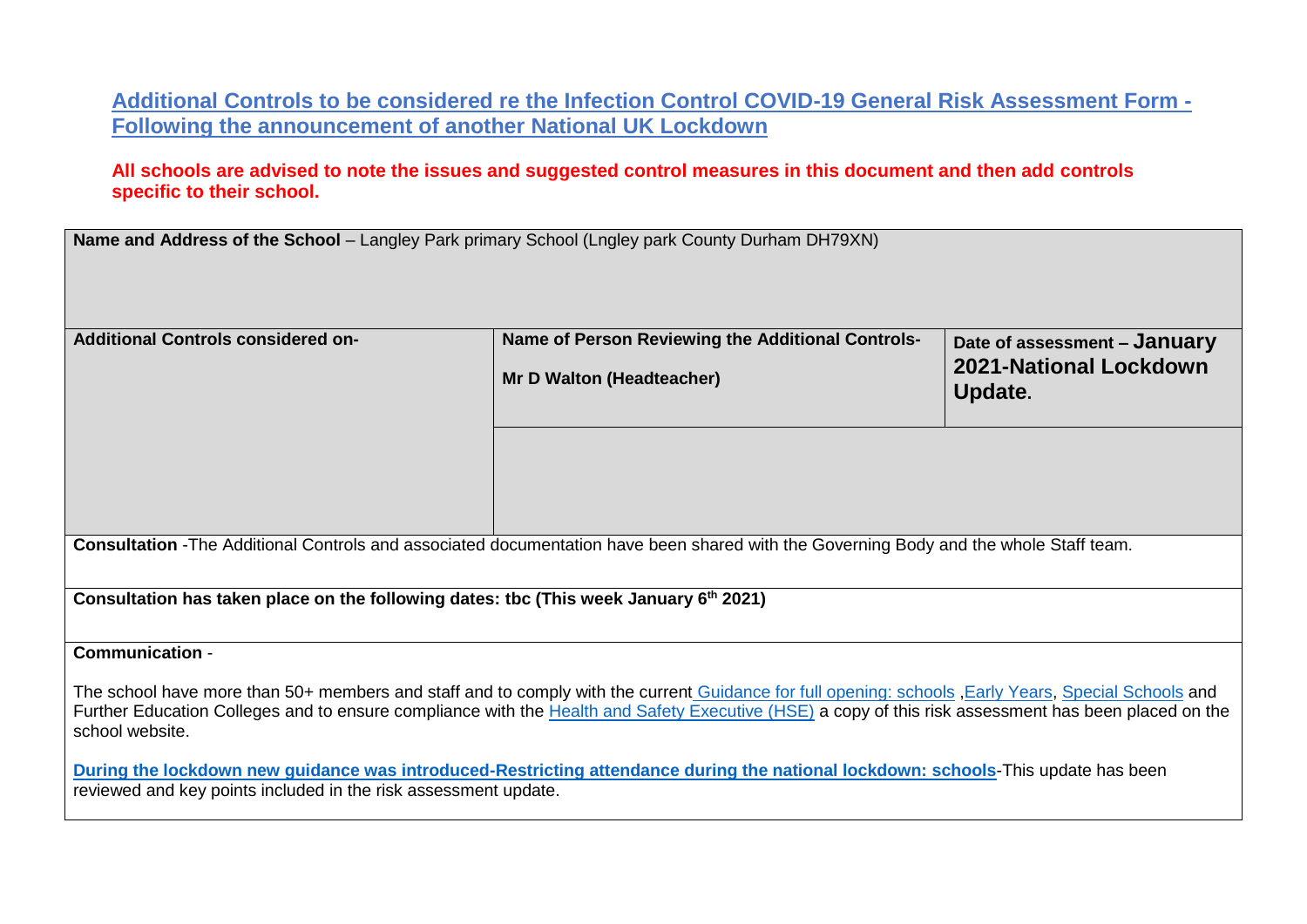## Additional Controls to be considered re the Infection Control COVID-19 General Risk Assessment Form - Following the announcement of another National UK Lockdown

**All schools are advised to note the issues and suggested control measures in this document and then add controls specific to their school.**

| **Name and Address of the School** – Langley Park primary School (Lngley park County Durham DH79XN) | | |
|---|---|---|
| **Additional Controls considered on-** | **Name of Person Reviewing the Additional Controls-**<br><br>**Mr D Walton (Headteacher)** | **Date of assessment – January 2021-National Lockdown Update.** |
| | | |
| **Consultation** -The Additional Controls and associated documentation have been shared with the Governing Body and the whole Staff team. | | |
| **Consultation has taken place on the following dates: tbc (This week January 6th 2021)** | | |
| **Communication** -<br><br>The school have more than 50+ members and staff and to comply with the current Guidance for full opening: schools ,Early Years, Special Schools and Further Education Colleges and to ensure compliance with the Health and Safety Executive (HSE) a copy of this risk assessment has been placed on the school website.<br><br>**During the lockdown new guidance was introduced-Restricting attendance during the national lockdown: schools**-This update has been reviewed and key points included in the risk assessment update. | | |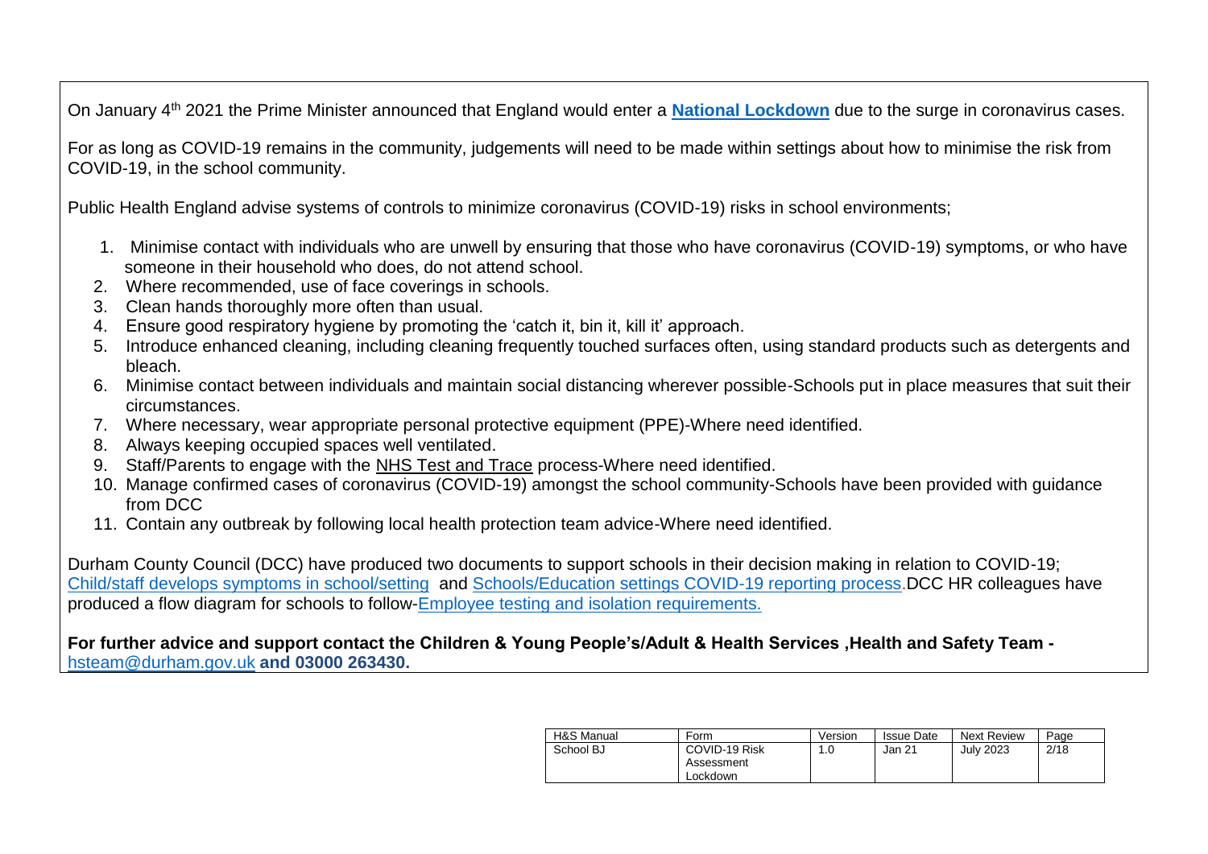On January 4th 2021 the Prime Minister announced that England would enter a **National Lockdown** due to the surge in coronavirus cases.

For as long as COVID-19 remains in the community, judgements will need to be made within settings about how to minimise the risk from COVID-19, in the school community.

Public Health England advise systems of controls to minimize coronavirus (COVID-19) risks in school environments;

1. Minimise contact with individuals who are unwell by ensuring that those who have coronavirus (COVID-19) symptoms, or who have someone in their household who does, do not attend school.
2. Where recommended, use of face coverings in schools.
3. Clean hands thoroughly more often than usual.
4. Ensure good respiratory hygiene by promoting the 'catch it, bin it, kill it' approach.
5. Introduce enhanced cleaning, including cleaning frequently touched surfaces often, using standard products such as detergents and bleach.
6. Minimise contact between individuals and maintain social distancing wherever possible-Schools put in place measures that suit their circumstances.
7. Where necessary, wear appropriate personal protective equipment (PPE)-Where need identified.
8. Always keeping occupied spaces well ventilated.
9. Staff/Parents to engage with the NHS Test and Trace process-Where need identified.
10. Manage confirmed cases of coronavirus (COVID-19) amongst the school community-Schools have been provided with guidance from DCC
11. Contain any outbreak by following local health protection team advice-Where need identified.

Durham County Council (DCC) have produced two documents to support schools in their decision making in relation to COVID-19; Child/staff develops symptoms in school/setting and Schools/Education settings COVID-19 reporting process.DCC HR colleagues have produced a flow diagram for schools to follow-Employee testing and isolation requirements.

**For further advice and support contact the Children & Young People's/Adult & Health Services ,Health and Safety Team -** hsteam@durham.gov.uk **and 03000 263430.**

| H&S Manual | Form | Version | Issue Date | Next Review | Page |
|---|---|---|---|---|---|
| School BJ | COVID-19 Risk Assessment Lockdown | 1.0 | Jan 21 | July 2023 | 2/18 |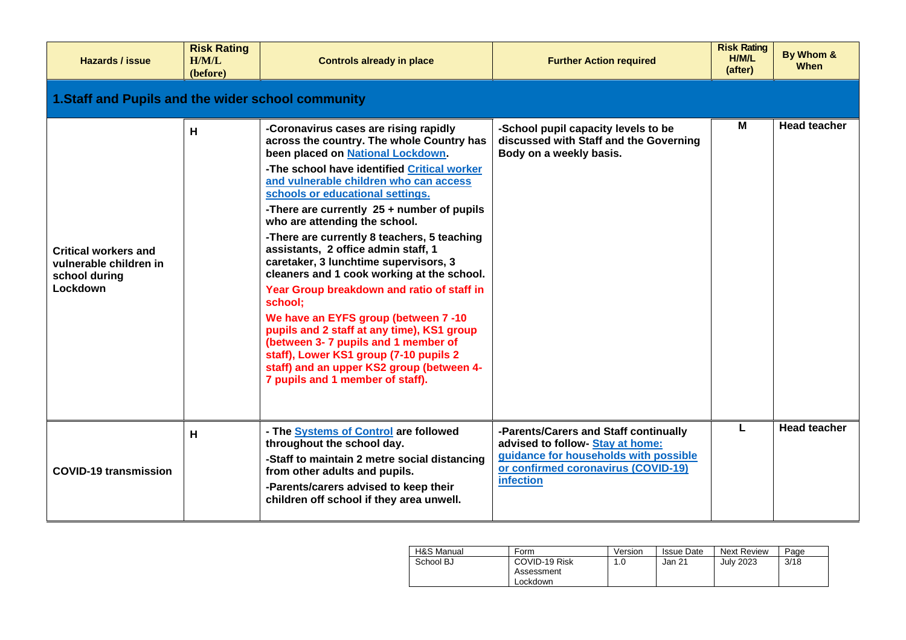| Hazards / issue | Risk Rating H/M/L (before) | Controls already in place | Further Action required | Risk Rating H/M/L (after) | By Whom & When |
|---|---|---|---|---|---|
| **1.Staff and Pupils and the wider school community** | | | | | |
| **Critical workers and vulnerable children in school during Lockdown** | **H** | **-Coronavirus cases are rising rapidly across the country. The whole Country has been placed on National Lockdown.** <br> **-The school have identified Critical worker and vulnerable children who can access schools or educational settings.** <br> **-There are currently 25 + number of pupils who are attending the school.** <br> **-There are currently 8 teachers, 5 teaching assistants, 2 office admin staff, 1 caretaker, 3 lunchtime supervisors, 3 cleaners and 1 cook working at the school.** <br> **Year Group breakdown and ratio of staff in school;** <br> **We have an EYFS group (between 7 -10 pupils and 2 staff at any time), KS1 group (between 3- 7 pupils and 1 member of staff), Lower KS1 group (7-10 pupils 2 staff) and an upper KS2 group (between 4-7 pupils and 1 member of staff).** | **-School pupil capacity levels to be discussed with Staff and the Governing Body on a weekly basis.** | **M** | **Head teacher** |
| **COVID-19 transmission** | **H** | **- The Systems of Control are followed throughout the school day.** <br> **-Staff to maintain 2 metre social distancing from other adults and pupils.** <br> **-Parents/carers advised to keep their children off school if they area unwell.** | **-Parents/Carers and Staff continually advised to follow- Stay at home: guidance for households with possible or confirmed coronavirus (COVID-19) infection** | **L** | **Head teacher** |

| H&S Manual | Form | Version | Issue Date | Next Review | Page |
|---|---|---|---|---|---|
| School BJ | COVID-19 Risk Assessment Lockdown | 1.0 | Jan 21 | July 2023 | 3/18 |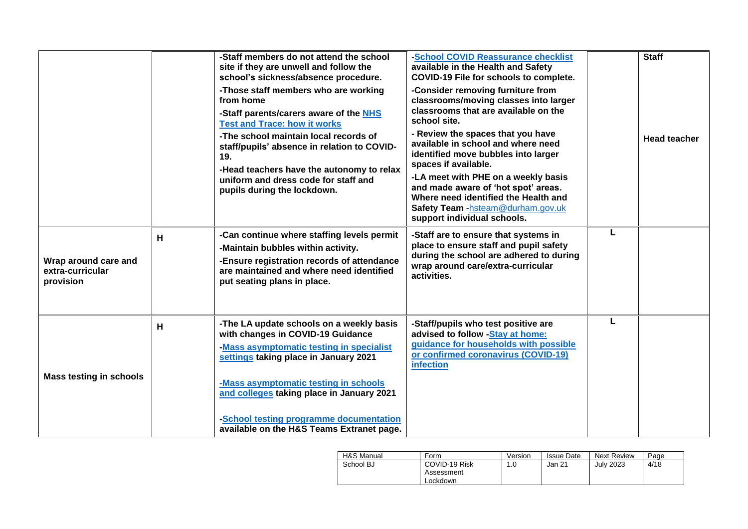| | | | | | |
|---|---|---|---|---|---|
| | | **-Staff members do not attend the school site if they are unwell and follow the school's sickness/absence procedure.**<br>**-Those staff members who are working from home**<br>**-Staff parents/carers aware of the [NHS Test and Trace: how it works](#)**<br>**-The school maintain local records of staff/pupils' absence in relation to COVID-19.**<br>**-Head teachers have the autonomy to relax uniform and dress code for staff and pupils during the lockdown.** | **-[School COVID Reassurance checklist](#) available in the Health and Safety COVID-19 File for schools to complete.**<br>**-Consider removing furniture from classrooms/moving classes into larger classrooms that are available on the school site.**<br>**- Review the spaces that you have available in school and where need identified move bubbles into larger spaces if available.**<br>**-LA meet with PHE on a weekly basis and made aware of 'hot spot' areas. Where need identified the Health and Safety Team** -hsteam@durham.gov.uk **support individual schools.** | | **Staff**<br><br>**Head teacher** |
| **Wrap around care and extra-curricular provision** | **H** | **-Can continue where staffing levels permit**<br>**-Maintain bubbles within activity.**<br>**-Ensure registration records of attendance are maintained and where need identified put seating plans in place.** | **-Staff are to ensure that systems in place to ensure staff and pupil safety during the school are adhered to during wrap around care/extra-curricular activities.** | **L** | |
| **Mass testing in schools** | **H** | **-The LA update schools on a weekly basis with changes in COVID-19 Guidance**<br>**-[Mass asymptomatic testing in specialist settings](#) taking place in January 2021**<br><br>**-[Mass asymptomatic testing in schools and colleges](#) taking place in January 2021**<br><br>**-[School testing programme documentation](#) available on the H&S Teams Extranet page.** | **-Staff/pupils who test positive are advised to follow -[Stay at home: guidance for households with possible or confirmed coronavirus (COVID-19) infection](#)** | **L** | |

| H&S Manual | Form | Version | Issue Date | Next Review | Page |
|---|---|---|---|---|---|
| School BJ | COVID-19 Risk Assessment Lockdown | 1.0 | Jan 21 | July 2023 | 4/18 |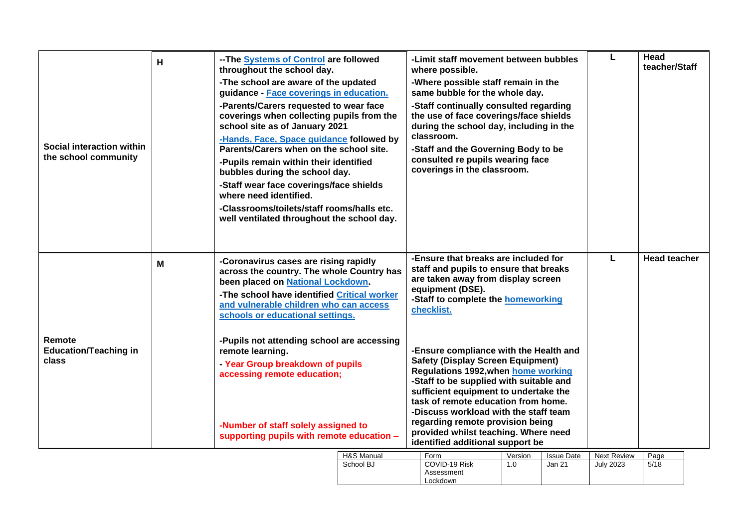| | | | | | |
|---|---|---|---|---|---|
| **Social interaction within the school community** | **H** | **--The Systems of Control are followed throughout the school day.**<br>**-The school are aware of the updated guidance - Face coverings in education.**<br>**-Parents/Carers requested to wear face coverings when collecting pupils from the school site as of January 2021**<br>**-Hands, Face, Space guidance followed by Parents/Carers when on the school site.**<br>**-Pupils remain within their identified bubbles during the school day.**<br>**-Staff wear face coverings/face shields where need identified.**<br>**-Classrooms/toilets/staff rooms/halls etc. well ventilated throughout the school day.** | **-Limit staff movement between bubbles where possible.**<br>**-Where possible staff remain in the same bubble for the whole day.**<br>**-Staff continually consulted regarding the use of face coverings/face shields during the school day, including in the classroom.**<br>**-Staff and the Governing Body to be consulted re pupils wearing face coverings in the classroom.** | **L** | **Head teacher/Staff** |
| **Remote Education/Teaching in class** | **M** | **-Coronavirus cases are rising rapidly across the country. The whole Country has been placed on National Lockdown.**<br>**-The school have identified Critical worker and vulnerable children who can access schools or educational settings.**<br><br>**-Pupils not attending school are accessing remote learning.**<br>**- Year Group breakdown of pupils accessing remote education;**<br><br>**-Number of staff solely assigned to supporting pupils with remote education –** | **-Ensure that breaks are included for staff and pupils to ensure that breaks are taken away from display screen equipment (DSE).**<br>**-Staff to complete the homeworking checklist.**<br><br>**-Ensure compliance with the Health and Safety (Display Screen Equipment) Regulations 1992,when home working**<br>**-Staff to be supplied with suitable and sufficient equipment to undertake the task of remote education from home.**<br>**-Discuss workload with the staff team regarding remote provision being provided whilst teaching. Where need identified additional support be** | **L** | **Head teacher** |

| H&S Manual | Form | Version | Issue Date | Next Review | Page |
|---|---|---|---|---|---|
| School BJ | COVID-19 Risk Assessment Lockdown | 1.0 | Jan 21 | July 2023 | 5/18 |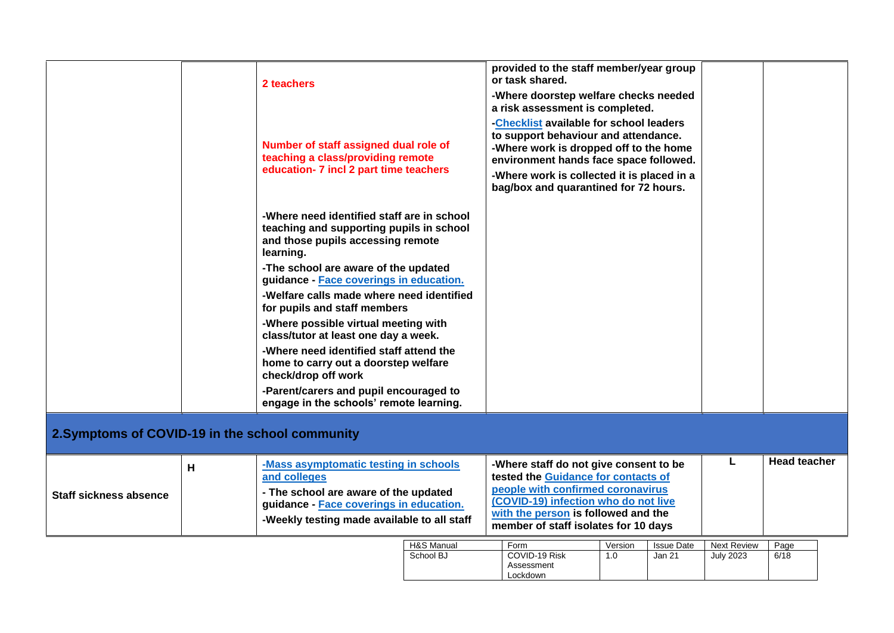| | | | | | |
|---|---|---|---|---|---|
| | | **2 teachers**<br><br>**Number of staff assigned dual role of teaching a class/providing remote education- 7 incl 2 part time teachers**<br><br>**-Where need identified staff are in school teaching and supporting pupils in school and those pupils accessing remote learning.**<br>**-The school are aware of the updated guidance - Face coverings in education.**<br>**-Welfare calls made where need identified for pupils and staff members**<br>**-Where possible virtual meeting with class/tutor at least one day a week.**<br>**-Where need identified staff attend the home to carry out a doorstep welfare check/drop off work**<br>**-Parent/carers and pupil encouraged to engage in the schools' remote learning.** | **provided to the staff member/year group or task shared.**<br>**-Where doorstep welfare checks needed a risk assessment is completed.**<br>**-Checklist available for school leaders to support behaviour and attendance.**<br>**-Where work is dropped off to the home environment hands face space followed.**<br>**-Where work is collected it is placed in a bag/box and quarantined for 72 hours.** | | |

## 2.Symptoms of COVID-19 in the school community

| | | | | | |
|---|---|---|---|---|---|
| **Staff sickness absence** | **H** | **-Mass asymptomatic testing in schools and colleges**<br>**- The school are aware of the updated guidance - Face coverings in education.**<br>**-Weekly testing made available to all staff** | **-Where staff do not give consent to be tested the Guidance for contacts of people with confirmed coronavirus (COVID-19) infection who do not live with the person is followed and the member of staff isolates for 10 days** | **L** | **Head teacher** |

| H&S Manual | Form | Version | Issue Date | Next Review | Page |
|---|---|---|---|---|---|
| School BJ | COVID-19 Risk Assessment Lockdown | 1.0 | Jan 21 | July 2023 | 6/18 |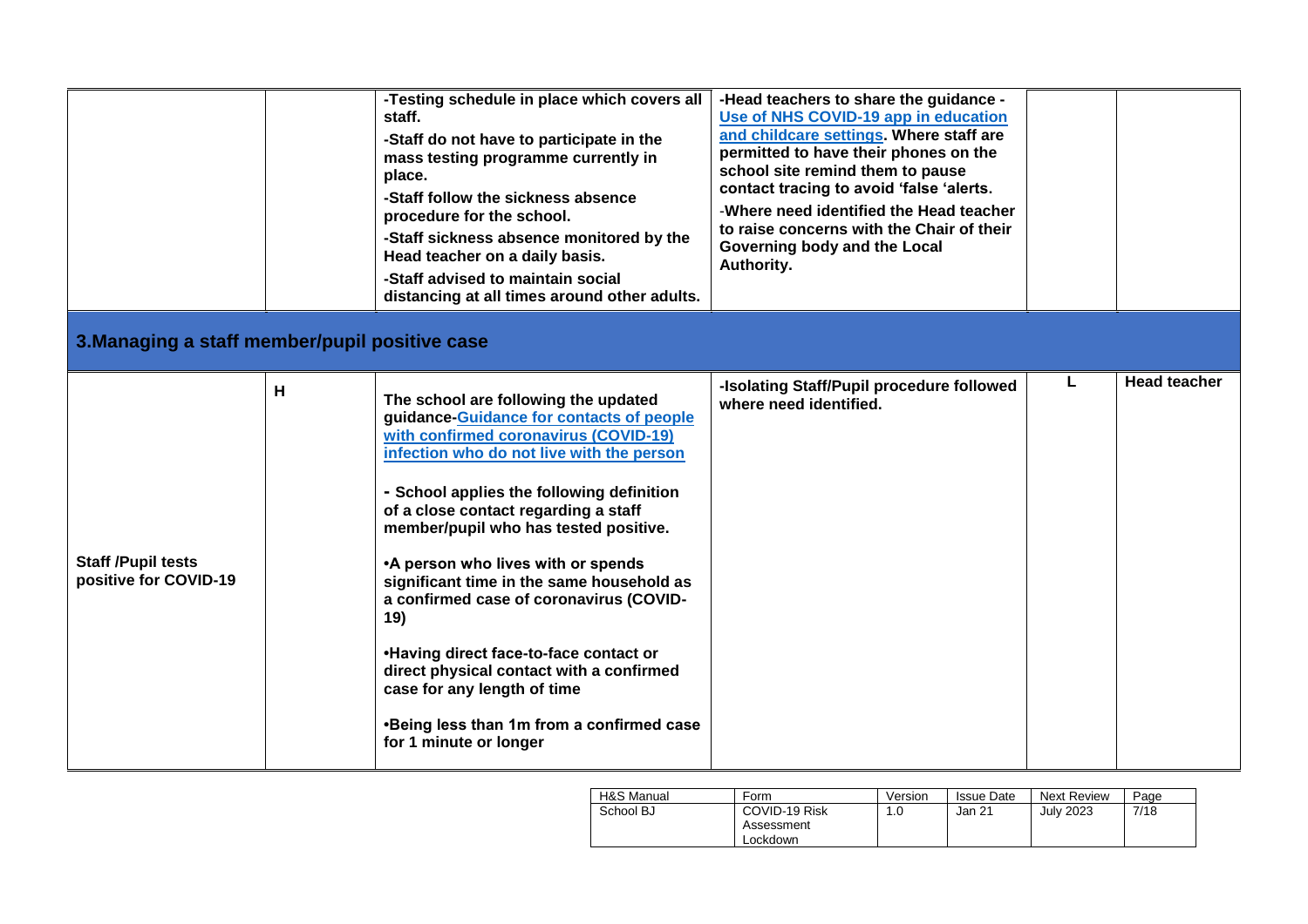| | | | | | |
|---|---|---|---|---|---|
| | | **-Testing schedule in place which covers all staff.**<br>**-Staff do not have to participate in the mass testing programme currently in place.**<br>**-Staff follow the sickness absence procedure for the school.**<br>**-Staff sickness absence monitored by the Head teacher on a daily basis.**<br>**-Staff advised to maintain social distancing at all times around other adults.** | **-Head teachers to share the guidance - Use of NHS COVID-19 app in education and childcare settings. Where staff are permitted to have their phones on the school site remind them to pause contact tracing to avoid 'false 'alerts.**<br>**-Where need identified the Head teacher to raise concerns with the Chair of their Governing body and the Local Authority.** | | |

## 3.Managing a staff member/pupil positive case

| | | | | | |
|---|---|---|---|---|---|
| **Staff /Pupil tests positive for COVID-19** | **H** | **The school are following the updated guidance-Guidance for contacts of people with confirmed coronavirus (COVID-19) infection who do not live with the person**<br><br>**- School applies the following definition of a close contact regarding a staff member/pupil who has tested positive.**<br><br>**•A person who lives with or spends significant time in the same household as a confirmed case of coronavirus (COVID-19)**<br><br>**•Having direct face-to-face contact or direct physical contact with a confirmed case for any length of time**<br><br>**•Being less than 1m from a confirmed case for 1 minute or longer** | **-Isolating Staff/Pupil procedure followed where need identified.** | **L** | **Head teacher** |

| H&S Manual | Form | Version | Issue Date | Next Review | Page |
|---|---|---|---|---|---|
| School BJ | COVID-19 Risk Assessment Lockdown | 1.0 | Jan 21 | July 2023 | 7/18 |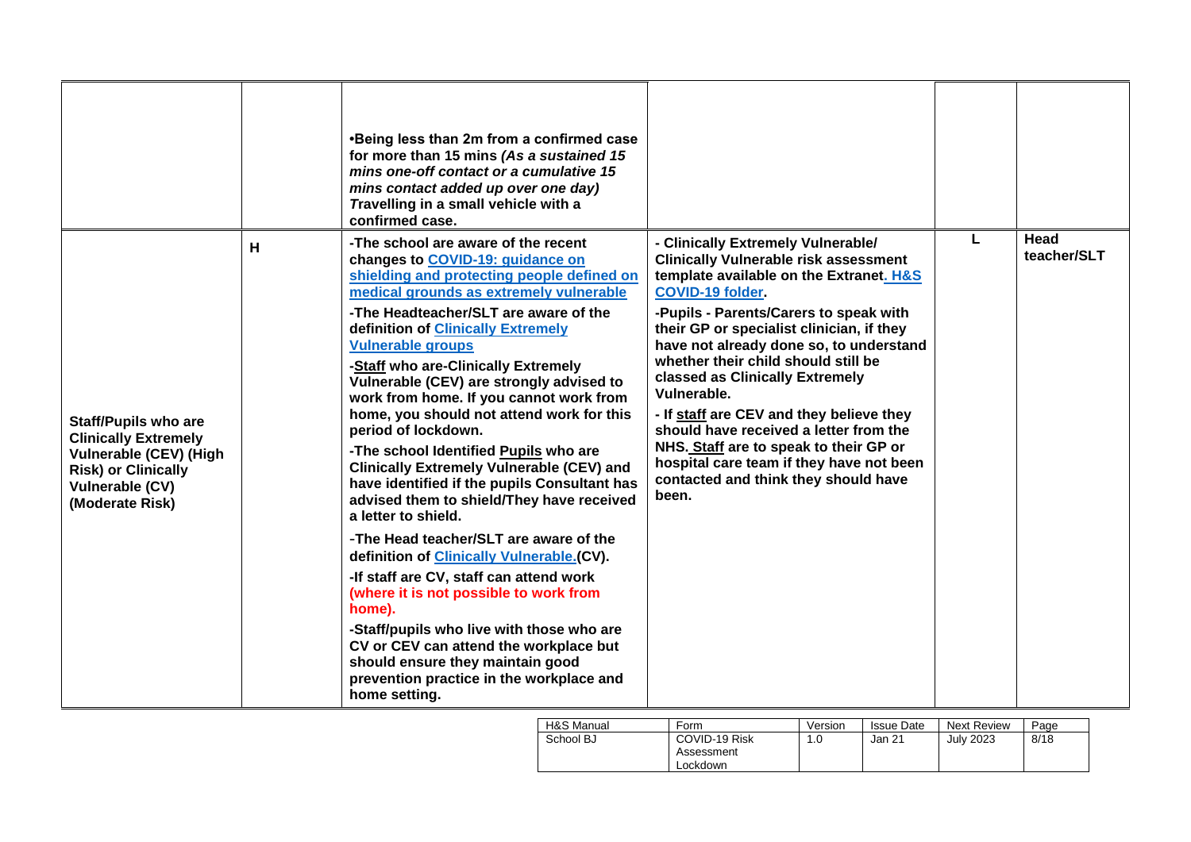| | | | | | |
|---|---|---|---|---|---|
| | | **•Being less than 2m from a confirmed case for more than 15 mins *(As a sustained 15 mins one-off contact or a cumulative 15 mins contact added up over one day)* *T*ravelling in a small vehicle with a confirmed case.** | | | |
| **Staff/Pupils who are Clinically Extremely Vulnerable (CEV) (High Risk) or Clinically Vulnerable (CV) (Moderate Risk)** | **H** | **-The school are aware of the recent changes to COVID-19: guidance on shielding and protecting people defined on medical grounds as extremely vulnerable**<br><br>**-The Headteacher/SLT are aware of the definition of Clinically Extremely Vulnerable groups**<br><br>**-Staff who are-Clinically Extremely Vulnerable (CEV) are strongly advised to work from home. If you cannot work from home, you should not attend work for this period of lockdown.**<br><br>**-The school Identified Pupils who are Clinically Extremely Vulnerable (CEV) and have identified if the pupils Consultant has advised them to shield/They have received a letter to shield.**<br><br>**-The Head teacher/SLT are aware of the definition of Clinically Vulnerable.(CV).**<br><br>**-If staff are CV, staff can attend work (where it is not possible to work from home).**<br><br>**-Staff/pupils who live with those who are CV or CEV can attend the workplace but should ensure they maintain good prevention practice in the workplace and home setting.** | **- Clinically Extremely Vulnerable/ Clinically Vulnerable risk assessment template available on the Extranet. H&S COVID-19 folder.**<br><br>**-Pupils - Parents/Carers to speak with their GP or specialist clinician, if they have not already done so, to understand whether their child should still be classed as Clinically Extremely Vulnerable.**<br><br>**- If staff are CEV and they believe they should have received a letter from the NHS. Staff are to speak to their GP or hospital care team if they have not been contacted and think they should have been.** | **L** | **Head teacher/SLT** |

| H&S Manual | Form | Version | Issue Date | Next Review | Page |
|---|---|---|---|---|---|
| School BJ | COVID-19 Risk Assessment Lockdown | 1.0 | Jan 21 | July 2023 | 8/18 |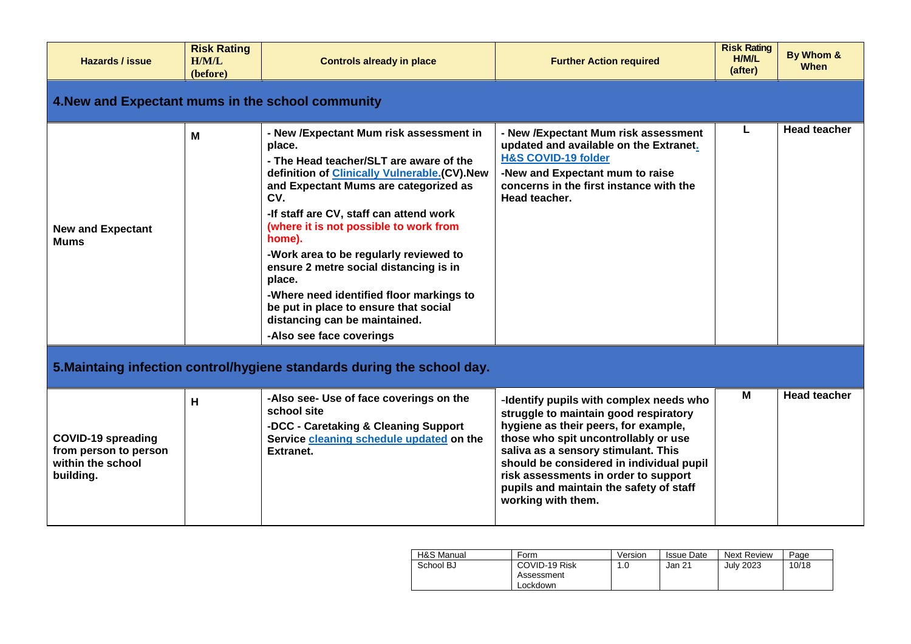| Hazards / issue | Risk Rating H/M/L (before) | Controls already in place | Further Action required | Risk Rating H/M/L (after) | By Whom & When |
|---|---|---|---|---|---|
| **4.New and Expectant mums in the school community** | | | | | |
| **New and Expectant Mums** | **M** | **- New /Expectant Mum risk assessment in place.**<br>**- The Head teacher/SLT are aware of the definition of Clinically Vulnerable.(CV).New and Expectant Mums are categorized as CV.**<br>**-If staff are CV, staff can attend work (where it is not possible to work from home).**<br>**-Work area to be regularly reviewed to ensure 2 metre social distancing is in place.**<br>**-Where need identified floor markings to be put in place to ensure that social distancing can be maintained.**<br>**-Also see face coverings** | **- New /Expectant Mum risk assessment updated and available on the Extranet. H&S COVID-19 folder**<br>**-New and Expectant mum to raise concerns in the first instance with the Head teacher.** | **L** | **Head teacher** |
| **5.Maintaing infection control/hygiene standards during the school day.** | | | | | |
| **COVID-19 spreading from person to person within the school building.** | **H** | **-Also see- Use of face coverings on the school site**<br>**-DCC - Caretaking & Cleaning Support Service cleaning schedule updated on the Extranet.** | **-Identify pupils with complex needs who struggle to maintain good respiratory hygiene as their peers, for example, those who spit uncontrollably or use saliva as a sensory stimulant. This should be considered in individual pupil risk assessments in order to support pupils and maintain the safety of staff working with them.** | **M** | **Head teacher** |

| H&S Manual | Form | Version | Issue Date | Next Review | Page |
|---|---|---|---|---|---|
| School BJ | COVID-19 Risk Assessment Lockdown | 1.0 | Jan 21 | July 2023 | 10/18 |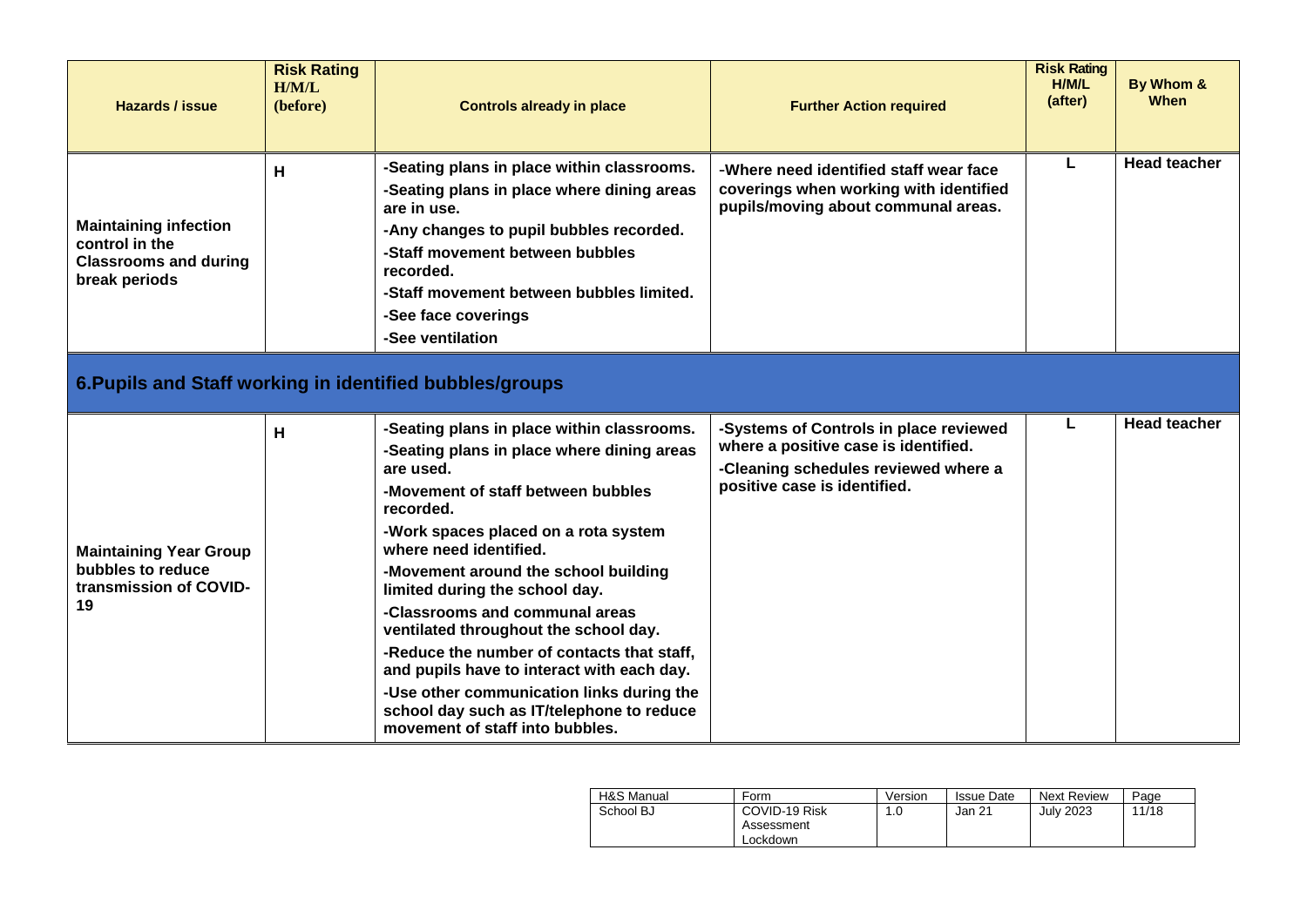| Hazards / issue | Risk Rating H/M/L (before) | Controls already in place | Further Action required | Risk Rating H/M/L (after) | By Whom & When |
|---|---|---|---|---|---|
| **Maintaining infection control in the Classrooms and during break periods** | **H** | **-Seating plans in place within classrooms.**<br>**-Seating plans in place where dining areas are in use.**<br>**-Any changes to pupil bubbles recorded.**<br>**-Staff movement between bubbles recorded.**<br>**-Staff movement between bubbles limited.**<br>**-See face coverings**<br>**-See ventilation** | **-Where need identified staff wear face coverings when working with identified pupils/moving about communal areas.** | **L** | **Head teacher** |

## 6.Pupils and Staff working in identified bubbles/groups

| Hazards / issue | Risk Rating H/M/L (before) | Controls already in place | Further Action required | Risk Rating H/M/L (after) | By Whom & When |
|---|---|---|---|---|---|
| **Maintaining Year Group bubbles to reduce transmission of COVID-19** | **H** | **-Seating plans in place within classrooms.**<br>**-Seating plans in place where dining areas are used.**<br>**-Movement of staff between bubbles recorded.**<br>**-Work spaces placed on a rota system where need identified.**<br>**-Movement around the school building limited during the school day.**<br>**-Classrooms and communal areas ventilated throughout the school day.**<br>**-Reduce the number of contacts that staff, and pupils have to interact with each day.**<br>**-Use other communication links during the school day such as IT/telephone to reduce movement of staff into bubbles.** | **-Systems of Controls in place reviewed where a positive case is identified.**<br>**-Cleaning schedules reviewed where a positive case is identified.** | **L** | **Head teacher** |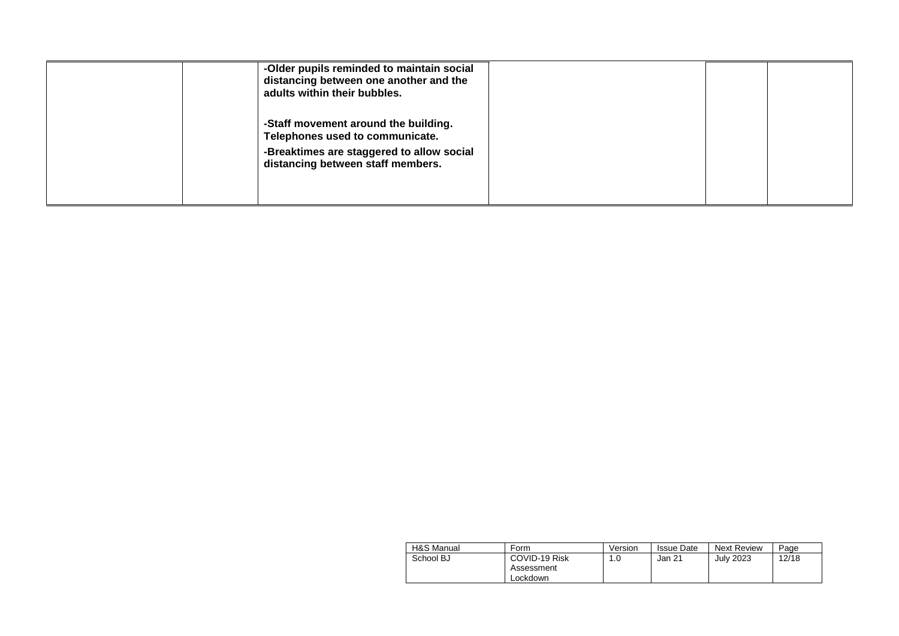|  |  |  |  |  |  |
|---|---|---|---|---|---|
|  |  | **-Older pupils reminded to maintain social distancing between one another and the adults within their bubbles.**<br><br>**-Staff movement around the building. Telephones used to communicate.**<br>**-Breaktimes are staggered to allow social distancing between staff members.** |  |  |  |

| H&S Manual | Form | Version | Issue Date | Next Review | Page |
|---|---|---|---|---|---|
| School BJ | COVID-19 Risk Assessment Lockdown | 1.0 | Jan 21 | July 2023 | 12/18 |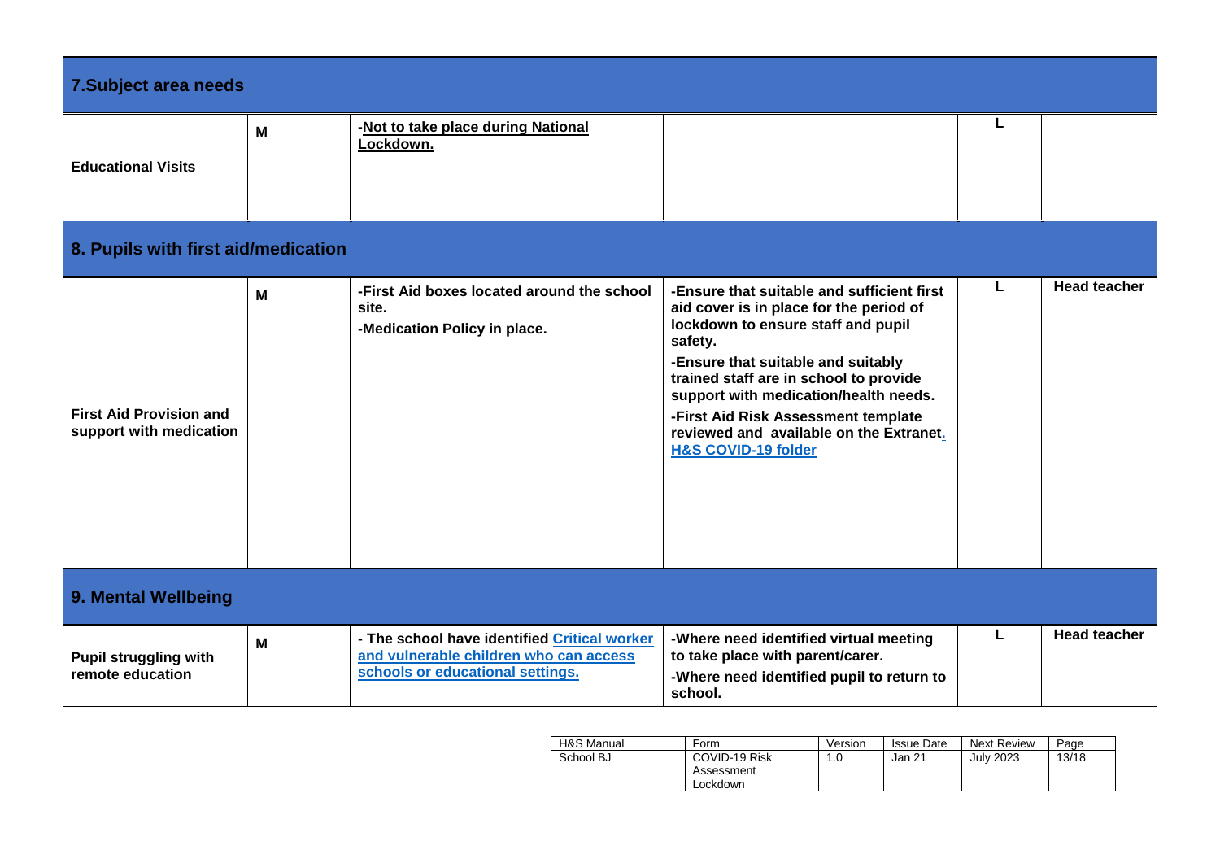| 7.Subject area needs | | | | | |
|---|---|---|---|---|---|
| **Educational Visits** | **M** | **-Not to take place during National Lockdown.** | | **L** | |
| **8. Pupils with first aid/medication** | | | | | |
| **First Aid Provision and support with medication** | **M** | **-First Aid boxes located around the school site.**<br>**-Medication Policy in place.** | **-Ensure that suitable and sufficient first aid cover is in place for the period of lockdown to ensure staff and pupil safety.**<br>**-Ensure that suitable and suitably trained staff are in school to provide support with medication/health needs.**<br>**-First Aid Risk Assessment template reviewed and available on the Extranet. H&S COVID-19 folder** | **L** | **Head teacher** |
| **9. Mental Wellbeing** | | | | | |
| **Pupil struggling with remote education** | **M** | **- The school have identified Critical worker and vulnerable children who can access schools or educational settings.** | **-Where need identified virtual meeting to take place with parent/carer.**<br>**-Where need identified pupil to return to school.** | **L** | **Head teacher** |

| H&S Manual | Form | Version | Issue Date | Next Review | Page |
|---|---|---|---|---|---|
| School BJ | COVID-19 Risk Assessment Lockdown | 1.0 | Jan 21 | July 2023 | 13/18 |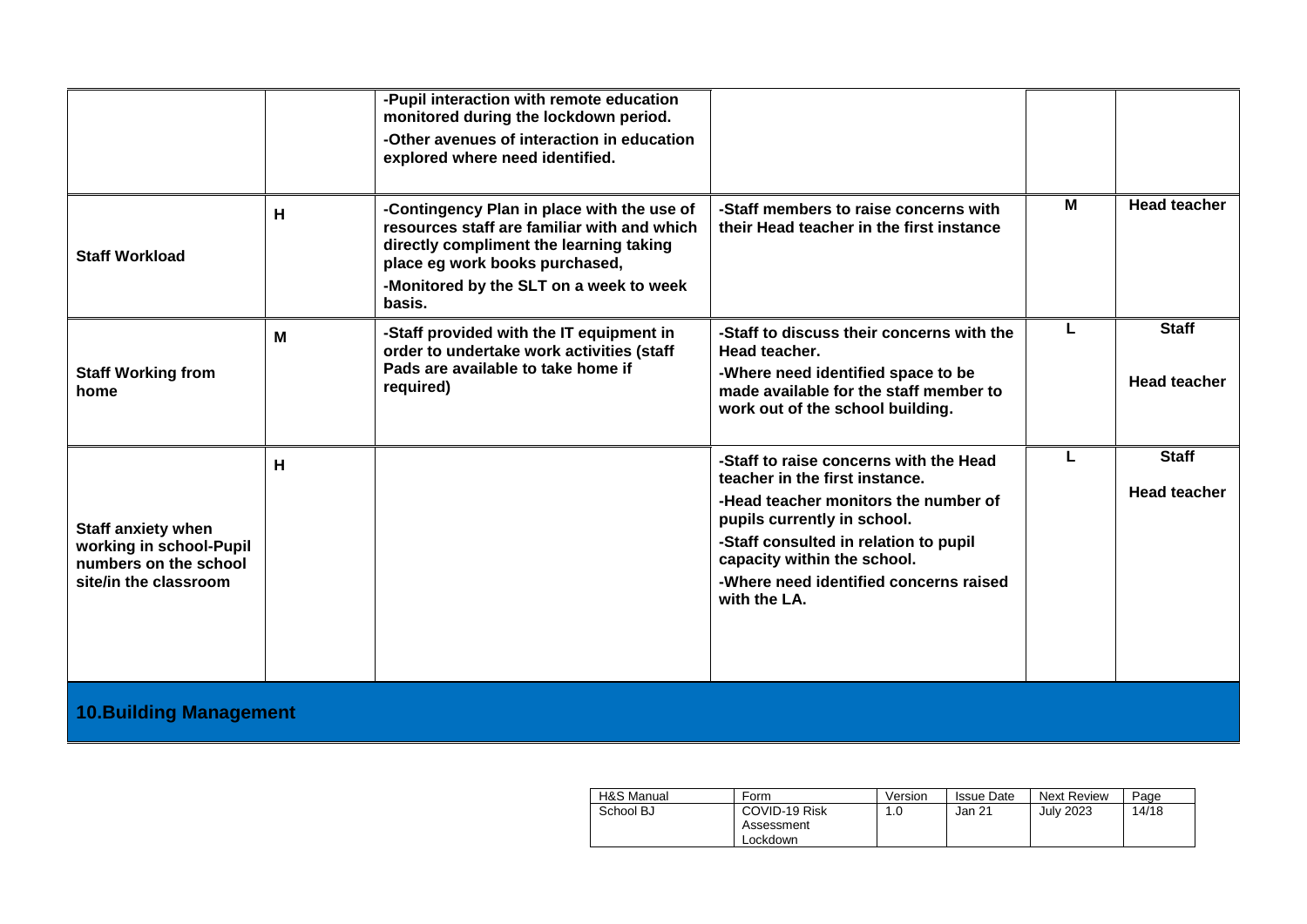| | | | | | |
|---|---|---|---|---|---|
| | | -Pupil interaction with remote education monitored during the lockdown period.<br>-Other avenues of interaction in education explored where need identified. | | | |
| **Staff Workload** | H | -Contingency Plan in place with the use of resources staff are familiar with and which directly compliment the learning taking place eg work books purchased,<br>-Monitored by the SLT on a week to week basis. | -Staff members to raise concerns with their Head teacher in the first instance | M | Head teacher |
| **Staff Working from home** | M | -Staff provided with the IT equipment in order to undertake work activities (staff Pads are available to take home if required) | -Staff to discuss their concerns with the Head teacher.<br>-Where need identified space to be made available for the staff member to work out of the school building. | L | Staff<br>Head teacher |
| **Staff anxiety when working in school-Pupil numbers on the school site/in the classroom** | H | | -Staff to raise concerns with the Head teacher in the first instance.<br>-Head teacher monitors the number of pupils currently in school.<br>-Staff consulted in relation to pupil capacity within the school.<br>-Where need identified concerns raised with the LA. | L | Staff<br>Head teacher |

## 10.Building Management

| H&S Manual | Form | Version | Issue Date | Next Review | Page |
|---|---|---|---|---|---|
| School BJ | COVID-19 Risk Assessment Lockdown | 1.0 | Jan 21 | July 2023 | 14/18 |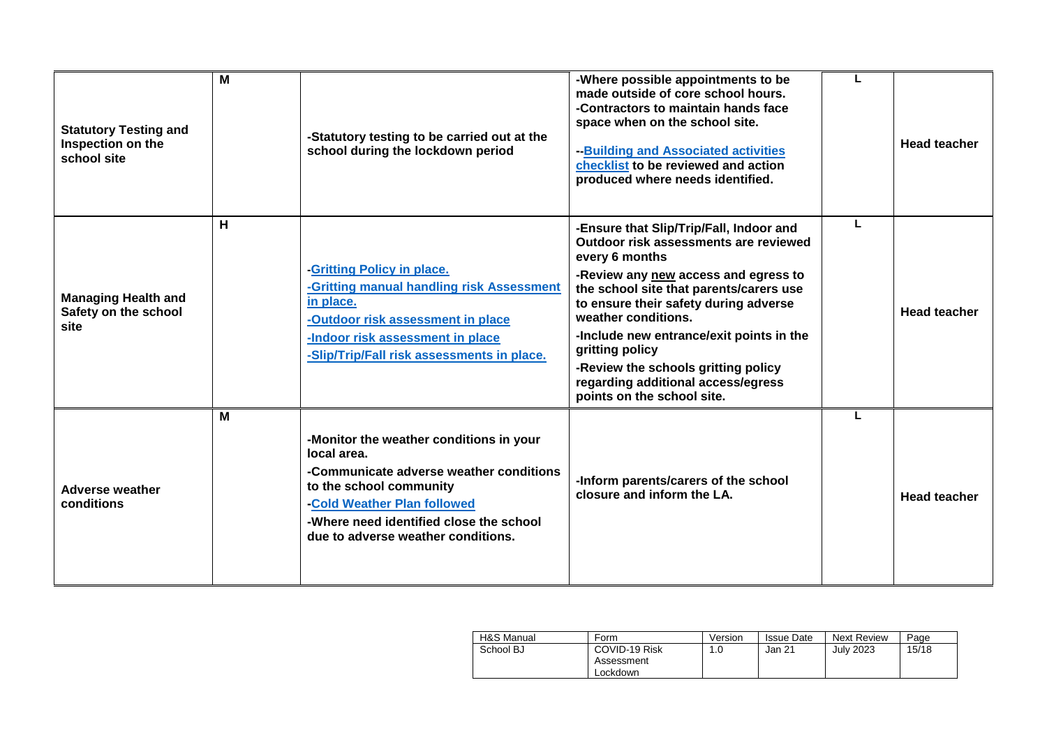| **Statutory Testing and Inspection on the school site** | **M** | **-Statutory testing to be carried out at the school during the lockdown period** | **-Where possible appointments to be made outside of core school hours.**<br>**-Contractors to maintain hands face space when on the school site.**<br>**--Building and Associated activities checklist to be reviewed and action produced where needs identified.** | **L** | **Head teacher** |
|---|---|---|---|---|---|
| **Managing Health and Safety on the school site** | **H** | **-Gritting Policy in place.**<br>**-Gritting manual handling risk Assessment in place.**<br>**-Outdoor risk assessment in place**<br>**-Indoor risk assessment in place**<br>**-Slip/Trip/Fall risk assessments in place.** | **-Ensure that Slip/Trip/Fall, Indoor and Outdoor risk assessments are reviewed every 6 months**<br>**-Review any new access and egress to the school site that parents/carers use to ensure their safety during adverse weather conditions.**<br>**-Include new entrance/exit points in the gritting policy**<br>**-Review the schools gritting policy regarding additional access/egress points on the school site.** | **L** | **Head teacher** |
| **Adverse weather conditions** | **M** | **-Monitor the weather conditions in your local area.**<br>**-Communicate adverse weather conditions to the school community**<br>**-Cold Weather Plan followed**<br>**-Where need identified close the school due to adverse weather conditions.** | **-Inform parents/carers of the school closure and inform the LA.** | **L** | **Head teacher** |

| H&S Manual | Form | Version | Issue Date | Next Review | Page |
|---|---|---|---|---|---|
| School BJ | COVID-19 Risk Assessment Lockdown | 1.0 | Jan 21 | July 2023 | 15/18 |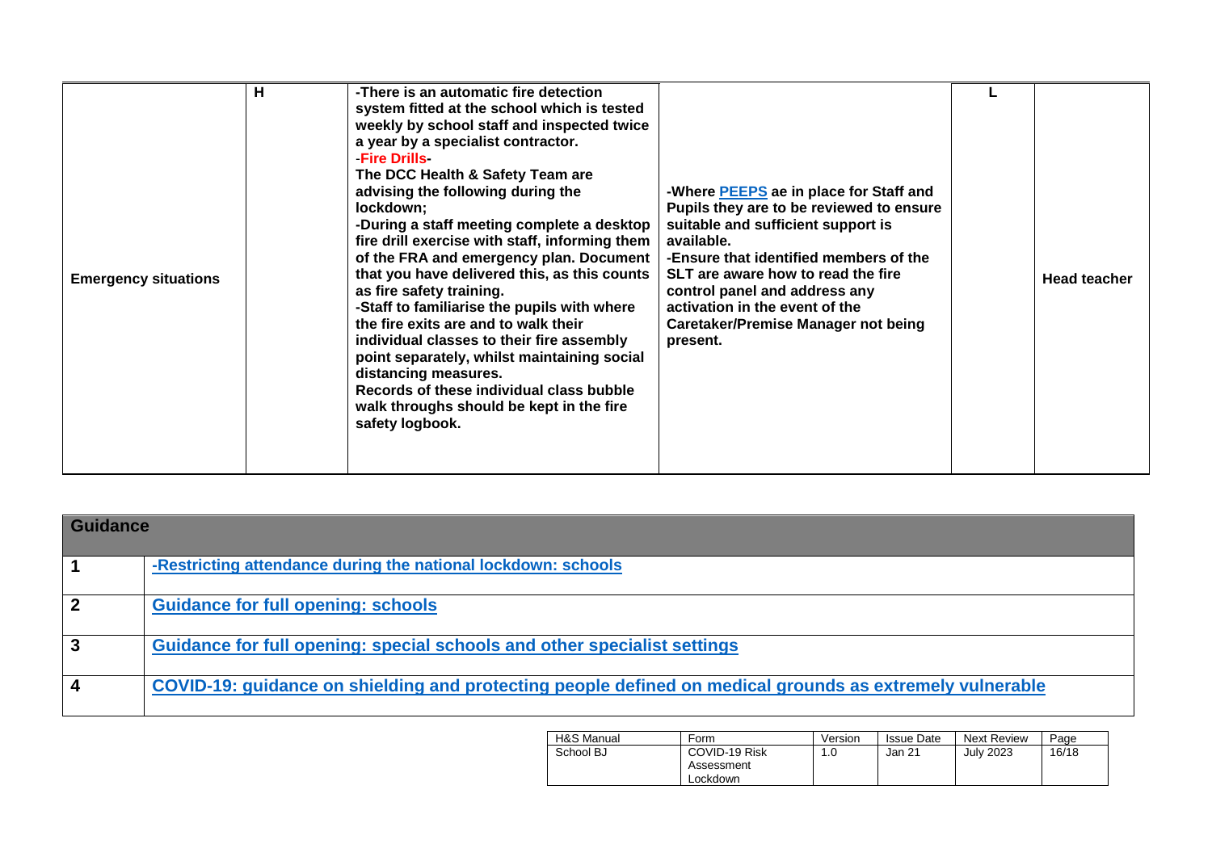| | | | | | |
|---|---|---|---|---|---|
| **Emergency situations** | **H** | **-There is an automatic fire detection system fitted at the school which is tested weekly by school staff and inspected twice a year by a specialist contractor.**<br>-**Fire Drills**-<br>**The DCC Health & Safety Team are advising the following during the lockdown;**<br>**-During a staff meeting complete a desktop fire drill exercise with staff, informing them of the FRA and emergency plan. Document that you have delivered this, as this counts as fire safety training.**<br>**-Staff to familiarise the pupils with where the fire exits are and to walk their individual classes to their fire assembly point separately, whilst maintaining social distancing measures.**<br>**Records of these individual class bubble walk throughs should be kept in the fire safety logbook.** | **-Where PEEPS ae in place for Staff and Pupils they are to be reviewed to ensure suitable and sufficient support is available.**<br>**-Ensure that identified members of the SLT are aware how to read the fire control panel and address any activation in the event of the Caretaker/Premise Manager not being present.** | **L** | **Head teacher** |

| **Guidance** | |
|---|---|
| **1** | **-Restricting attendance during the national lockdown: schools** |
| **2** | **Guidance for full opening: schools** |
| **3** | **Guidance for full opening: special schools and other specialist settings** |
| **4** | **COVID-19: guidance on shielding and protecting people defined on medical grounds as extremely vulnerable** |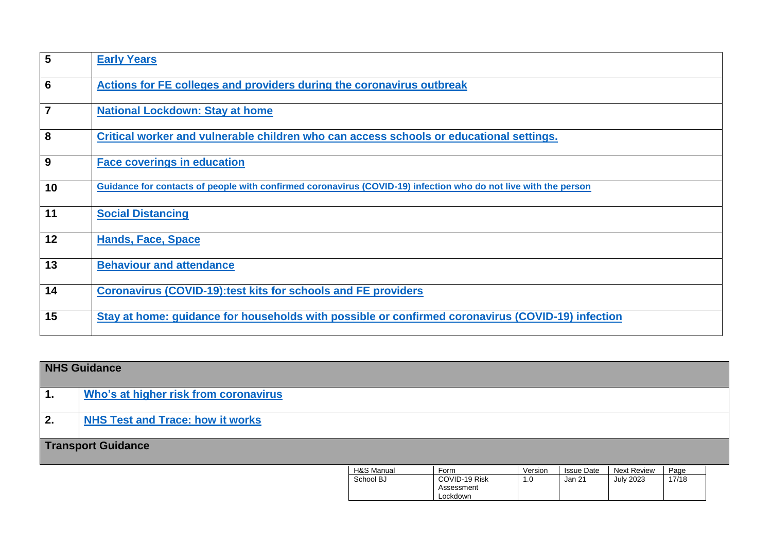| | |
|---|---|
| 5 | **Early Years** |
| 6 | **Actions for FE colleges and providers during the coronavirus outbreak** |
| 7 | **National Lockdown: Stay at home** |
| 8 | **Critical worker and vulnerable children who can access schools or educational settings.** |
| 9 | **Face coverings in education** |
| 10 | **Guidance for contacts of people with confirmed coronavirus (COVID-19) infection who do not live with the person** |
| 11 | **Social Distancing** |
| 12 | **Hands, Face, Space** |
| 13 | **Behaviour and attendance** |
| 14 | **Coronavirus (COVID-19):test kits for schools and FE providers** |
| 15 | **Stay at home: guidance for households with possible or confirmed coronavirus (COVID-19) infection** |

| **NHS Guidance** | |
|---|---|
| 1. | **Who's at higher risk from coronavirus** |
| 2. | **NHS Test and Trace: how it works** |
| **Transport Guidance** | |

| H&S Manual | Form | Version | Issue Date | Next Review |
|---|---|---|---|---|
| School BJ | COVID-19 Risk Assessment Lockdown | 1.0 | Jan 21 | July 2023 |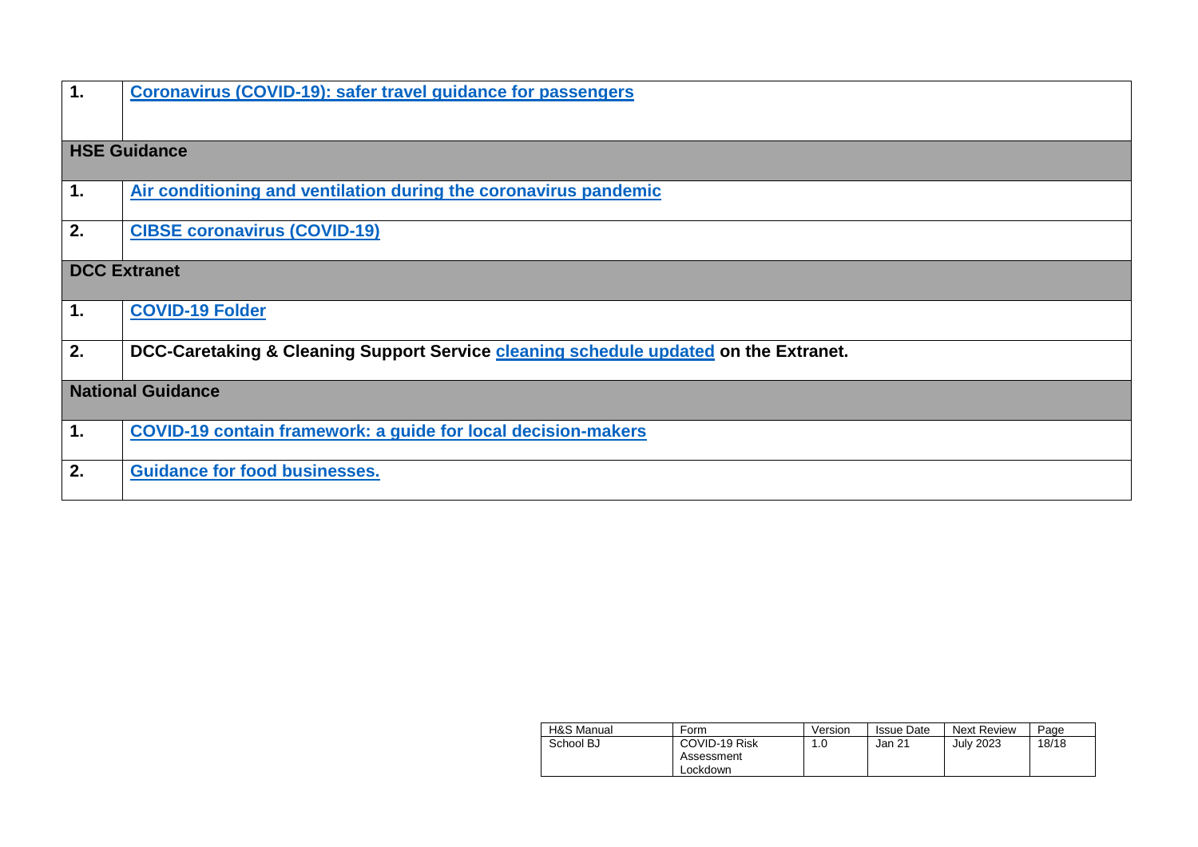| | |
|---|---|
| **1.** | **Coronavirus (COVID-19): safer travel guidance for passengers** |
| **HSE Guidance** | |
| **1.** | **Air conditioning and ventilation during the coronavirus pandemic** |
| **2.** | **CIBSE coronavirus (COVID-19)** |
| **DCC Extranet** | |
| **1.** | **COVID-19 Folder** |
| **2.** | **DCC-Caretaking & Cleaning Support Service cleaning schedule updated on the Extranet.** |
| **National Guidance** | |
| **1.** | **COVID-19 contain framework: a guide for local decision-makers** |
| **2.** | **Guidance for food businesses.** |